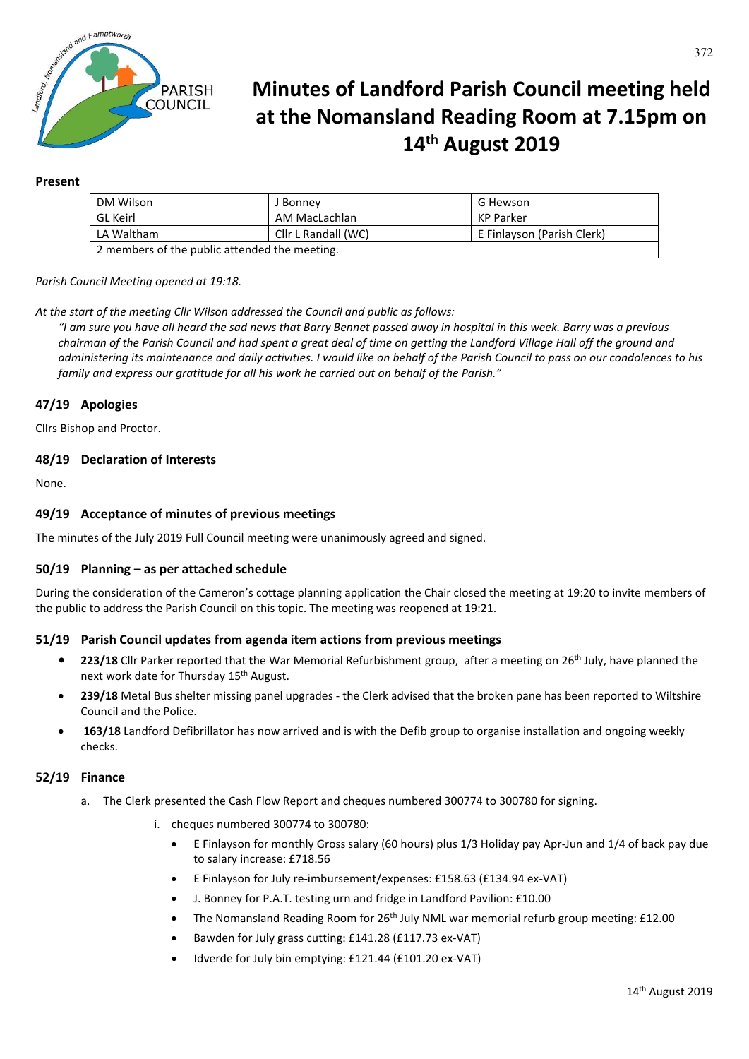# Minutes of Landford Parish Council meeting held at the Nomansland Reading Room at 7.15pm on 14th August 2019

**Present**

| DM Wilson | J Bonney | G Hewson |
|---|---|---|
| GL Keirl | AM MacLachlan | KP Parker |
| LA Waltham | Cllr L Randall (WC) | E Finlayson (Parish Clerk) |
| 2 members of the public attended the meeting. | | |

*Parish Council Meeting opened at 19:18.*

*At the start of the meeting Cllr Wilson addressed the Council and public as follows:*

*"I am sure you have all heard the sad news that Barry Bennet passed away in hospital in this week. Barry was a previous chairman of the Parish Council and had spent a great deal of time on getting the Landford Village Hall off the ground and administering its maintenance and daily activities. I would like on behalf of the Parish Council to pass on our condolences to his family and express our gratitude for all his work he carried out on behalf of the Parish."*

## 47/19 Apologies

Cllrs Bishop and Proctor.

## 48/19 Declaration of Interests

None.

## 49/19 Acceptance of minutes of previous meetings

The minutes of the July 2019 Full Council meeting were unanimously agreed and signed.

## 50/19 Planning – as per attached schedule

During the consideration of the Cameron's cottage planning application the Chair closed the meeting at 19:20 to invite members of the public to address the Parish Council on this topic. The meeting was reopened at 19:21.

## 51/19 Parish Council updates from agenda item actions from previous meetings

- **223/18** Cllr Parker reported that **t**he War Memorial Refurbishment group, after a meeting on 26th July, have planned the next work date for Thursday 15th August.
- **239/18** Metal Bus shelter missing panel upgrades - the Clerk advised that the broken pane has been reported to Wiltshire Council and the Police.
- **163/18** Landford Defibrillator has now arrived and is with the Defib group to organise installation and ongoing weekly checks.

## 52/19 Finance

a. The Clerk presented the Cash Flow Report and cheques numbered 300774 to 300780 for signing.

   i. cheques numbered 300774 to 300780:

   - E Finlayson for monthly Gross salary (60 hours) plus 1/3 Holiday pay Apr-Jun and 1/4 of back pay due to salary increase: £718.56
   - E Finlayson for July re-imbursement/expenses: £158.63 (£134.94 ex-VAT)
   - J. Bonney for P.A.T. testing urn and fridge in Landford Pavilion: £10.00
   - The Nomansland Reading Room for 26th July NML war memorial refurb group meeting: £12.00
   - Bawden for July grass cutting: £141.28 (£117.73 ex-VAT)
   - Idverde for July bin emptying: £121.44 (£101.20 ex-VAT)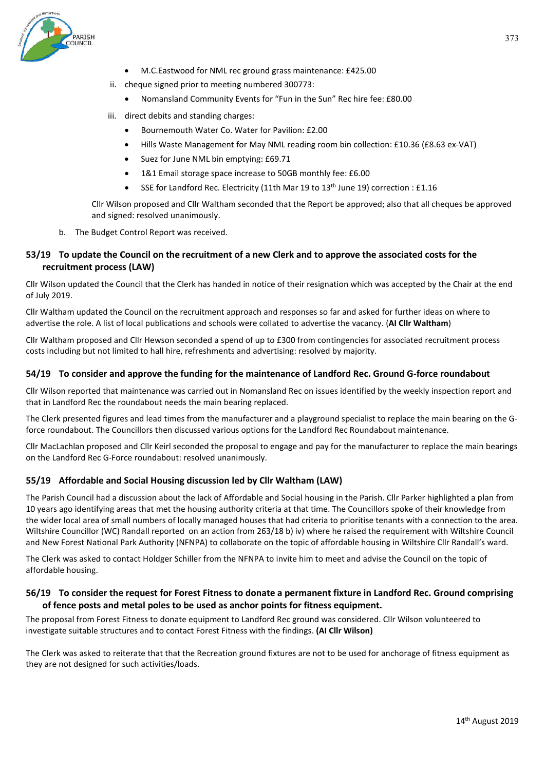- M.C.Eastwood for NML rec ground grass maintenance: £425.00

ii. cheque signed prior to meeting numbered 300773:

- Nomansland Community Events for "Fun in the Sun" Rec hire fee: £80.00

iii. direct debits and standing charges:

- Bournemouth Water Co. Water for Pavilion: £2.00
- Hills Waste Management for May NML reading room bin collection: £10.36 (£8.63 ex-VAT)
- Suez for June NML bin emptying: £69.71
- 1&1 Email storage space increase to 50GB monthly fee: £6.00
- SSE for Landford Rec. Electricity (11th Mar 19 to 13th June 19) correction : £1.16

Cllr Wilson proposed and Cllr Waltham seconded that the Report be approved; also that all cheques be approved and signed: resolved unanimously.

b. The Budget Control Report was received.

### 53/19 To update the Council on the recruitment of a new Clerk and to approve the associated costs for the recruitment process (LAW)

Cllr Wilson updated the Council that the Clerk has handed in notice of their resignation which was accepted by the Chair at the end of July 2019.

Cllr Waltham updated the Council on the recruitment approach and responses so far and asked for further ideas on where to advertise the role. A list of local publications and schools were collated to advertise the vacancy. (**AI Cllr Waltham**)

Cllr Waltham proposed and Cllr Hewson seconded a spend of up to £300 from contingencies for associated recruitment process costs including but not limited to hall hire, refreshments and advertising: resolved by majority.

### 54/19 To consider and approve the funding for the maintenance of Landford Rec. Ground G-force roundabout

Cllr Wilson reported that maintenance was carried out in Nomansland Rec on issues identified by the weekly inspection report and that in Landford Rec the roundabout needs the main bearing replaced.

The Clerk presented figures and lead times from the manufacturer and a playground specialist to replace the main bearing on the G-force roundabout. The Councillors then discussed various options for the Landford Rec Roundabout maintenance.

Cllr MacLachlan proposed and Cllr Keirl seconded the proposal to engage and pay for the manufacturer to replace the main bearings on the Landford Rec G-Force roundabout: resolved unanimously.

### 55/19 Affordable and Social Housing discussion led by Cllr Waltham (LAW)

The Parish Council had a discussion about the lack of Affordable and Social housing in the Parish. Cllr Parker highlighted a plan from 10 years ago identifying areas that met the housing authority criteria at that time. The Councillors spoke of their knowledge from the wider local area of small numbers of locally managed houses that had criteria to prioritise tenants with a connection to the area. Wiltshire Councillor (WC) Randall reported on an action from 263/18 b) iv) where he raised the requirement with Wiltshire Council and New Forest National Park Authority (NFNPA) to collaborate on the topic of affordable housing in Wiltshire Cllr Randall's ward.

The Clerk was asked to contact Holdger Schiller from the NFNPA to invite him to meet and advise the Council on the topic of affordable housing.

### 56/19 To consider the request for Forest Fitness to donate a permanent fixture in Landford Rec. Ground comprising of fence posts and metal poles to be used as anchor points for fitness equipment.

The proposal from Forest Fitness to donate equipment to Landford Rec ground was considered. Cllr Wilson volunteered to investigate suitable structures and to contact Forest Fitness with the findings. **(AI Cllr Wilson)**

The Clerk was asked to reiterate that that the Recreation ground fixtures are not to be used for anchorage of fitness equipment as they are not designed for such activities/loads.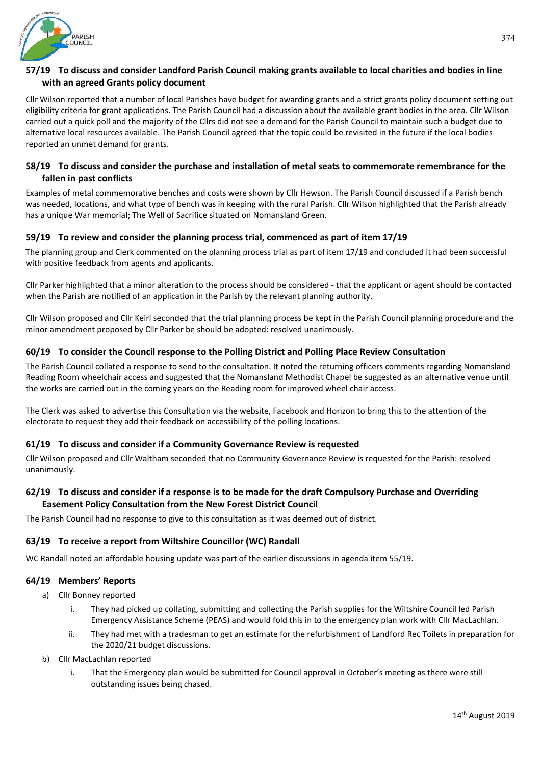### 57/19 To discuss and consider Landford Parish Council making grants available to local charities and bodies in line with an agreed Grants policy document

Cllr Wilson reported that a number of local Parishes have budget for awarding grants and a strict grants policy document setting out eligibility criteria for grant applications. The Parish Council had a discussion about the available grant bodies in the area. Cllr Wilson carried out a quick poll and the majority of the Cllrs did not see a demand for the Parish Council to maintain such a budget due to alternative local resources available. The Parish Council agreed that the topic could be revisited in the future if the local bodies reported an unmet demand for grants.

### 58/19 To discuss and consider the purchase and installation of metal seats to commemorate remembrance for the fallen in past conflicts

Examples of metal commemorative benches and costs were shown by Cllr Hewson. The Parish Council discussed if a Parish bench was needed, locations, and what type of bench was in keeping with the rural Parish. Cllr Wilson highlighted that the Parish already has a unique War memorial; The Well of Sacrifice situated on Nomansland Green.

### 59/19 To review and consider the planning process trial, commenced as part of item 17/19

The planning group and Clerk commented on the planning process trial as part of item 17/19 and concluded it had been successful with positive feedback from agents and applicants.

Cllr Parker highlighted that a minor alteration to the process should be considered - that the applicant or agent should be contacted when the Parish are notified of an application in the Parish by the relevant planning authority.

Cllr Wilson proposed and Cllr Keirl seconded that the trial planning process be kept in the Parish Council planning procedure and the minor amendment proposed by Cllr Parker be should be adopted: resolved unanimously.

### 60/19 To consider the Council response to the Polling District and Polling Place Review Consultation

The Parish Council collated a response to send to the consultation. It noted the returning officers comments regarding Nomansland Reading Room wheelchair access and suggested that the Nomansland Methodist Chapel be suggested as an alternative venue until the works are carried out in the coming years on the Reading room for improved wheel chair access.

The Clerk was asked to advertise this Consultation via the website, Facebook and Horizon to bring this to the attention of the electorate to request they add their feedback on accessibility of the polling locations.

### 61/19 To discuss and consider if a Community Governance Review is requested

Cllr Wilson proposed and Cllr Waltham seconded that no Community Governance Review is requested for the Parish: resolved unanimously.

### 62/19 To discuss and consider if a response is to be made for the draft Compulsory Purchase and Overriding Easement Policy Consultation from the New Forest District Council

The Parish Council had no response to give to this consultation as it was deemed out of district.

### 63/19 To receive a report from Wiltshire Councillor (WC) Randall

WC Randall noted an affordable housing update was part of the earlier discussions in agenda item 55/19.

### 64/19 Members' Reports

a) Cllr Bonney reported
   i. They had picked up collating, submitting and collecting the Parish supplies for the Wiltshire Council led Parish Emergency Assistance Scheme (PEAS) and would fold this in to the emergency plan work with Cllr MacLachlan.
   ii. They had met with a tradesman to get an estimate for the refurbishment of Landford Rec Toilets in preparation for the 2020/21 budget discussions.

b) Cllr MacLachlan reported
   i. That the Emergency plan would be submitted for Council approval in October's meeting as there were still outstanding issues being chased.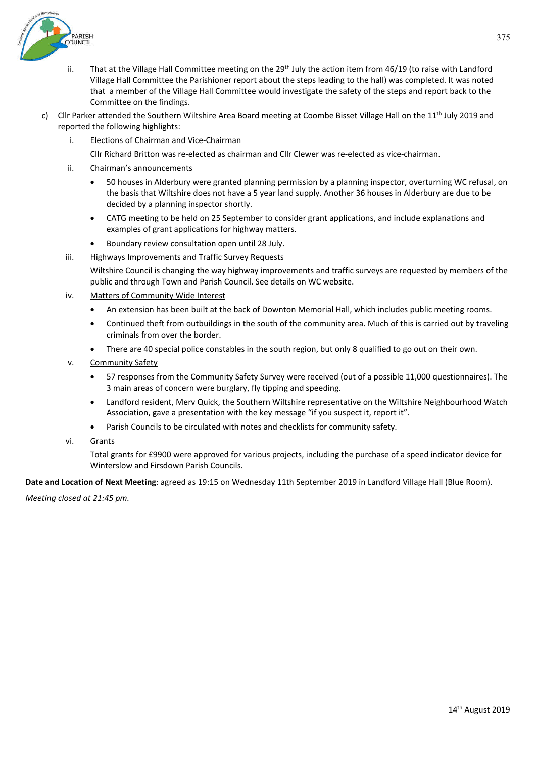ii. That at the Village Hall Committee meeting on the 29th July the action item from 46/19 (to raise with Landford Village Hall Committee the Parishioner report about the steps leading to the hall) was completed. It was noted that a member of the Village Hall Committee would investigate the safety of the steps and report back to the Committee on the findings.

c) Cllr Parker attended the Southern Wiltshire Area Board meeting at Coombe Bisset Village Hall on the 11th July 2019 and reported the following highlights:

i. Elections of Chairman and Vice-Chairman

Cllr Richard Britton was re-elected as chairman and Cllr Clewer was re-elected as vice-chairman.

ii. Chairman's announcements

- 50 houses in Alderbury were granted planning permission by a planning inspector, overturning WC refusal, on the basis that Wiltshire does not have a 5 year land supply. Another 36 houses in Alderbury are due to be decided by a planning inspector shortly.
- CATG meeting to be held on 25 September to consider grant applications, and include explanations and examples of grant applications for highway matters.
- Boundary review consultation open until 28 July.

iii. Highways Improvements and Traffic Survey Requests

Wiltshire Council is changing the way highway improvements and traffic surveys are requested by members of the public and through Town and Parish Council. See details on WC website.

iv. Matters of Community Wide Interest

- An extension has been built at the back of Downton Memorial Hall, which includes public meeting rooms.
- Continued theft from outbuildings in the south of the community area. Much of this is carried out by traveling criminals from over the border.
- There are 40 special police constables in the south region, but only 8 qualified to go out on their own.

v. Community Safety

- 57 responses from the Community Safety Survey were received (out of a possible 11,000 questionnaires). The 3 main areas of concern were burglary, fly tipping and speeding.
- Landford resident, Merv Quick, the Southern Wiltshire representative on the Wiltshire Neighbourhood Watch Association, gave a presentation with the key message "if you suspect it, report it".
- Parish Councils to be circulated with notes and checklists for community safety.

vi. Grants

Total grants for £9900 were approved for various projects, including the purchase of a speed indicator device for Winterslow and Firsdown Parish Councils.

**Date and Location of Next Meeting**: agreed as 19:15 on Wednesday 11th September 2019 in Landford Village Hall (Blue Room).

*Meeting closed at 21:45 pm.*